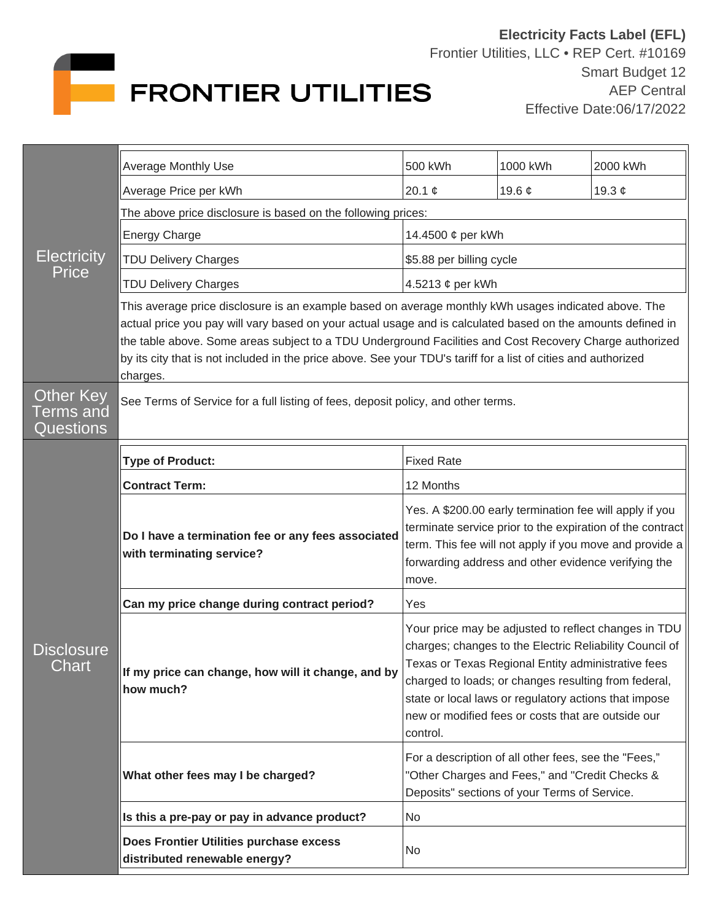# FRONTIER UTILITIES

**Electricity Facts Label (EFL)**
Frontier Utilities, LLC • REP Cert. #10169
Smart Budget 12
AEP Central
Effective Date:06/17/2022

## Electricity Price

| Average Monthly Use | 500 kWh | 1000 kWh | 2000 kWh |
|---|---|---|---|
| Average Price per kWh | 20.1 ¢ | 19.6 ¢ | 19.3 ¢ |

The above price disclosure is based on the following prices:

| Energy Charge | 14.4500 ¢ per kWh |
|---|---|
| TDU Delivery Charges | $5.88 per billing cycle |
| TDU Delivery Charges | 4.5213 ¢ per kWh |

This average price disclosure is an example based on average monthly kWh usages indicated above. The actual price you pay will vary based on your actual usage and is calculated based on the amounts defined in the table above. Some areas subject to a TDU Underground Facilities and Cost Recovery Charge authorized by its city that is not included in the price above. See your TDU's tariff for a list of cities and authorized charges.

## Other Key Terms and Questions

See Terms of Service for a full listing of fees, deposit policy, and other terms.

## Disclosure Chart

| Question | Answer |
|---|---|
| **Type of Product:** | Fixed Rate |
| **Contract Term:** | 12 Months |
| **Do I have a termination fee or any fees associated with terminating service?** | Yes. A $200.00 early termination fee will apply if you terminate service prior to the expiration of the contract term. This fee will not apply if you move and provide a forwarding address and other evidence verifying the move. |
| **Can my price change during contract period?** | Yes |
| **If my price can change, how will it change, and by how much?** | Your price may be adjusted to reflect changes in TDU charges; changes to the Electric Reliability Council of Texas or Texas Regional Entity administrative fees charged to loads; or changes resulting from federal, state or local laws or regulatory actions that impose new or modified fees or costs that are outside our control. |
| **What other fees may I be charged?** | For a description of all other fees, see the "Fees," "Other Charges and Fees," and "Credit Checks & Deposits" sections of your Terms of Service. |
| **Is this a pre-pay or pay in advance product?** | No |
| **Does Frontier Utilities purchase excess distributed renewable energy?** | No |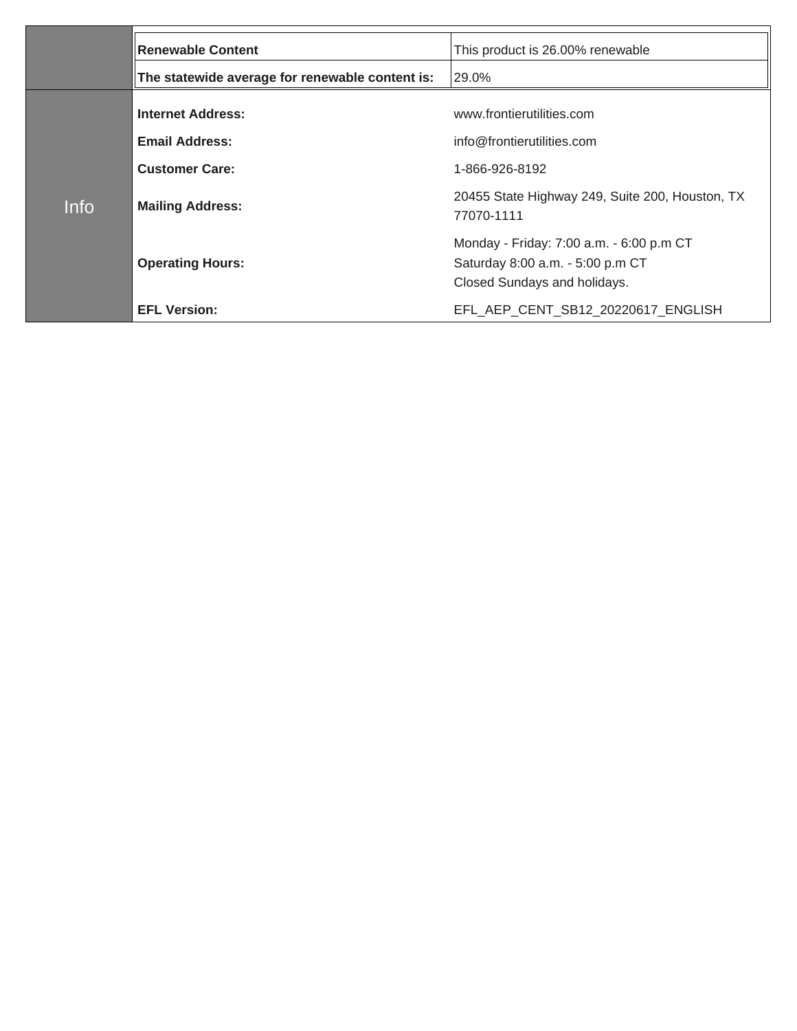| | | |
|---|---|---|
| | **Renewable Content** | This product is 26.00% renewable |
| | **The statewide average for renewable content is:** | 29.0% |
| Info | **Internet Address:** | www.frontierutilities.com |
| | **Email Address:** | info@frontierutilities.com |
| | **Customer Care:** | 1-866-926-8192 |
| | **Mailing Address:** | 20455 State Highway 249, Suite 200, Houston, TX 77070-1111 |
| | **Operating Hours:** | Monday - Friday: 7:00 a.m. - 6:00 p.m CT<br>Saturday 8:00 a.m. - 5:00 p.m CT<br>Closed Sundays and holidays. |
| | **EFL Version:** | EFL_AEP_CENT_SB12_20220617_ENGLISH |